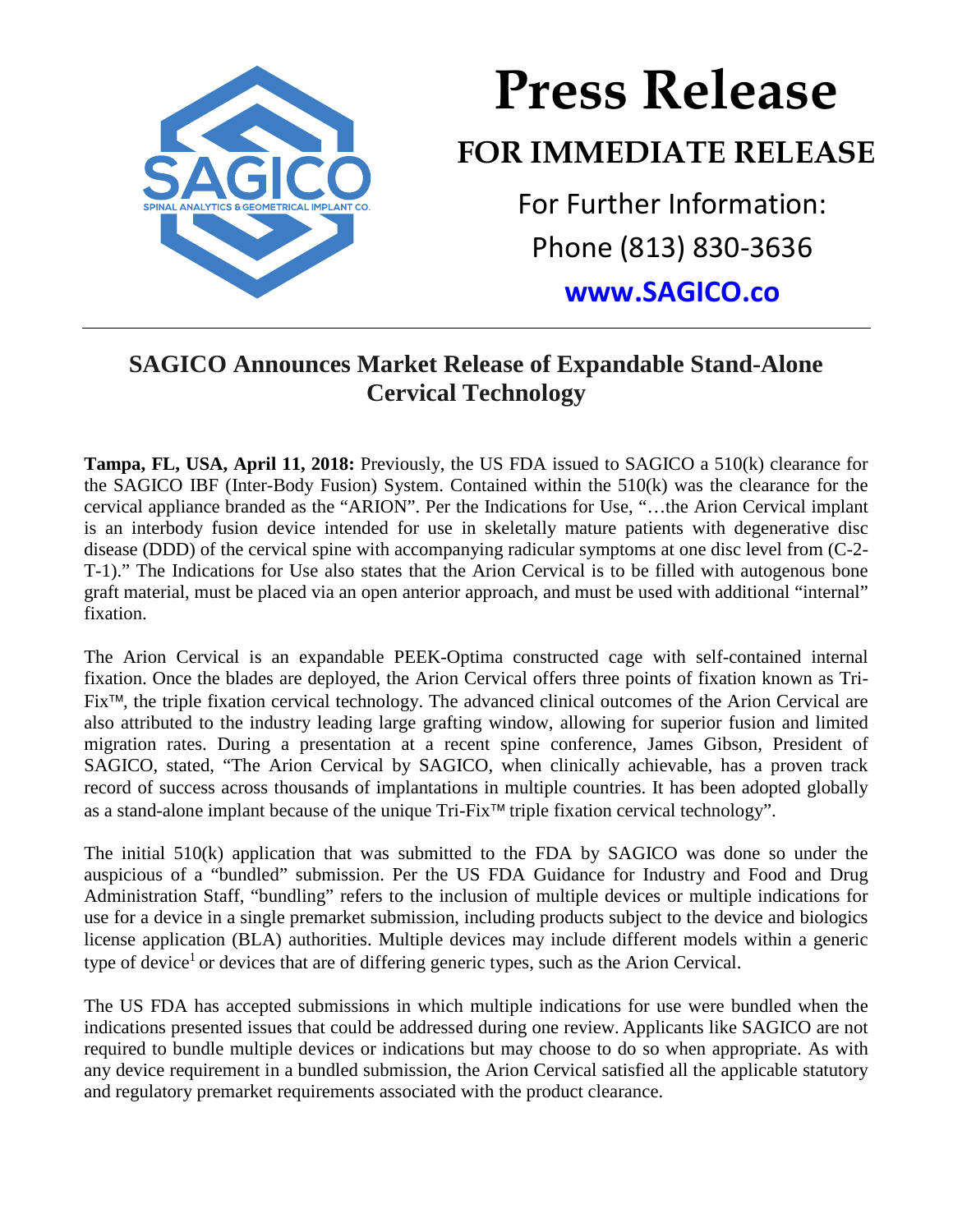SAGICO

SPINAL ANALYTICS & GEOMETRICAL IMPLANT CO.

# Press Release

## FOR IMMEDIATE RELEASE

For Further Information:

Phone (813) 830-3636

**www.SAGICO.co**

---

## SAGICO Announces Market Release of Expandable Stand-Alone Cervical Technology

**Tampa, FL, USA, April 11, 2018:** Previously, the US FDA issued to SAGICO a 510(k) clearance for the SAGICO IBF (Inter-Body Fusion) System. Contained within the 510(k) was the clearance for the cervical appliance branded as the "ARION". Per the Indications for Use, "…the Arion Cervical implant is an interbody fusion device intended for use in skeletally mature patients with degenerative disc disease (DDD) of the cervical spine with accompanying radicular symptoms at one disc level from (C-2-T-1)." The Indications for Use also states that the Arion Cervical is to be filled with autogenous bone graft material, must be placed via an open anterior approach, and must be used with additional "internal" fixation.

The Arion Cervical is an expandable PEEK-Optima constructed cage with self-contained internal fixation. Once the blades are deployed, the Arion Cervical offers three points of fixation known as Tri-Fix™, the triple fixation cervical technology. The advanced clinical outcomes of the Arion Cervical are also attributed to the industry leading large grafting window, allowing for superior fusion and limited migration rates. During a presentation at a recent spine conference, James Gibson, President of SAGICO, stated, "The Arion Cervical by SAGICO, when clinically achievable, has a proven track record of success across thousands of implantations in multiple countries. It has been adopted globally as a stand-alone implant because of the unique Tri-Fix™ triple fixation cervical technology".

The initial 510(k) application that was submitted to the FDA by SAGICO was done so under the auspicious of a "bundled" submission. Per the US FDA Guidance for Industry and Food and Drug Administration Staff, "bundling" refers to the inclusion of multiple devices or multiple indications for use for a device in a single premarket submission, including products subject to the device and biologics license application (BLA) authorities. Multiple devices may include different models within a generic type of device[1] or devices that are of differing generic types, such as the Arion Cervical.

The US FDA has accepted submissions in which multiple indications for use were bundled when the indications presented issues that could be addressed during one review. Applicants like SAGICO are not required to bundle multiple devices or indications but may choose to do so when appropriate. As with any device requirement in a bundled submission, the Arion Cervical satisfied all the applicable statutory and regulatory premarket requirements associated with the product clearance.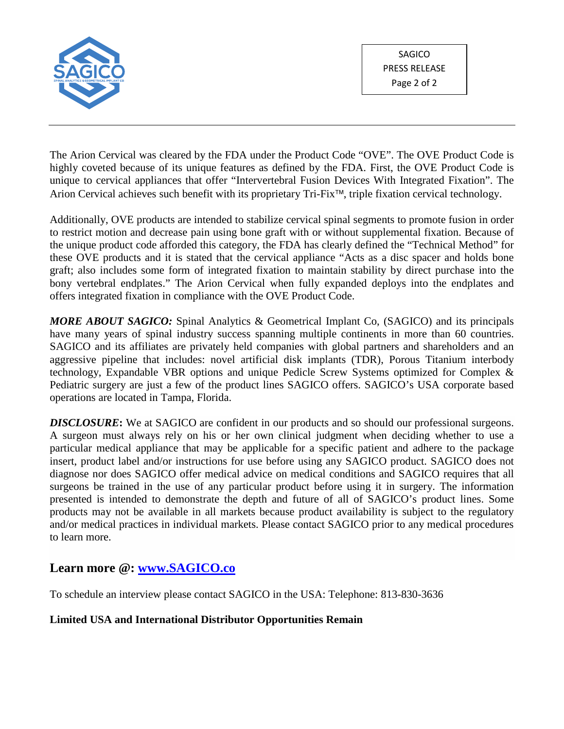The Arion Cervical was cleared by the FDA under the Product Code "OVE". The OVE Product Code is highly coveted because of its unique features as defined by the FDA. First, the OVE Product Code is unique to cervical appliances that offer "Intervertebral Fusion Devices With Integrated Fixation". The Arion Cervical achieves such benefit with its proprietary Tri-Fix™, triple fixation cervical technology.

Additionally, OVE products are intended to stabilize cervical spinal segments to promote fusion in order to restrict motion and decrease pain using bone graft with or without supplemental fixation. Because of the unique product code afforded this category, the FDA has clearly defined the "Technical Method" for these OVE products and it is stated that the cervical appliance "Acts as a disc spacer and holds bone graft; also includes some form of integrated fixation to maintain stability by direct purchase into the bony vertebral endplates." The Arion Cervical when fully expanded deploys into the endplates and offers integrated fixation in compliance with the OVE Product Code.

***MORE ABOUT SAGICO:*** Spinal Analytics & Geometrical Implant Co, (SAGICO) and its principals have many years of spinal industry success spanning multiple continents in more than 60 countries. SAGICO and its affiliates are privately held companies with global partners and shareholders and an aggressive pipeline that includes: novel artificial disk implants (TDR), Porous Titanium interbody technology, Expandable VBR options and unique Pedicle Screw Systems optimized for Complex & Pediatric surgery are just a few of the product lines SAGICO offers. SAGICO's USA corporate based operations are located in Tampa, Florida.

***DISCLOSURE*:** We at SAGICO are confident in our products and so should our professional surgeons. A surgeon must always rely on his or her own clinical judgment when deciding whether to use a particular medical appliance that may be applicable for a specific patient and adhere to the package insert, product label and/or instructions for use before using any SAGICO product. SAGICO does not diagnose nor does SAGICO offer medical advice on medical conditions and SAGICO requires that all surgeons be trained in the use of any particular product before using it in surgery. The information presented is intended to demonstrate the depth and future of all of SAGICO's product lines. Some products may not be available in all markets because product availability is subject to the regulatory and/or medical practices in individual markets. Please contact SAGICO prior to any medical procedures to learn more.

## Learn more @: [www.SAGICO.co](http://www.SAGICO.co)

To schedule an interview please contact SAGICO in the USA: Telephone: 813-830-3636

**Limited USA and International Distributor Opportunities Remain**